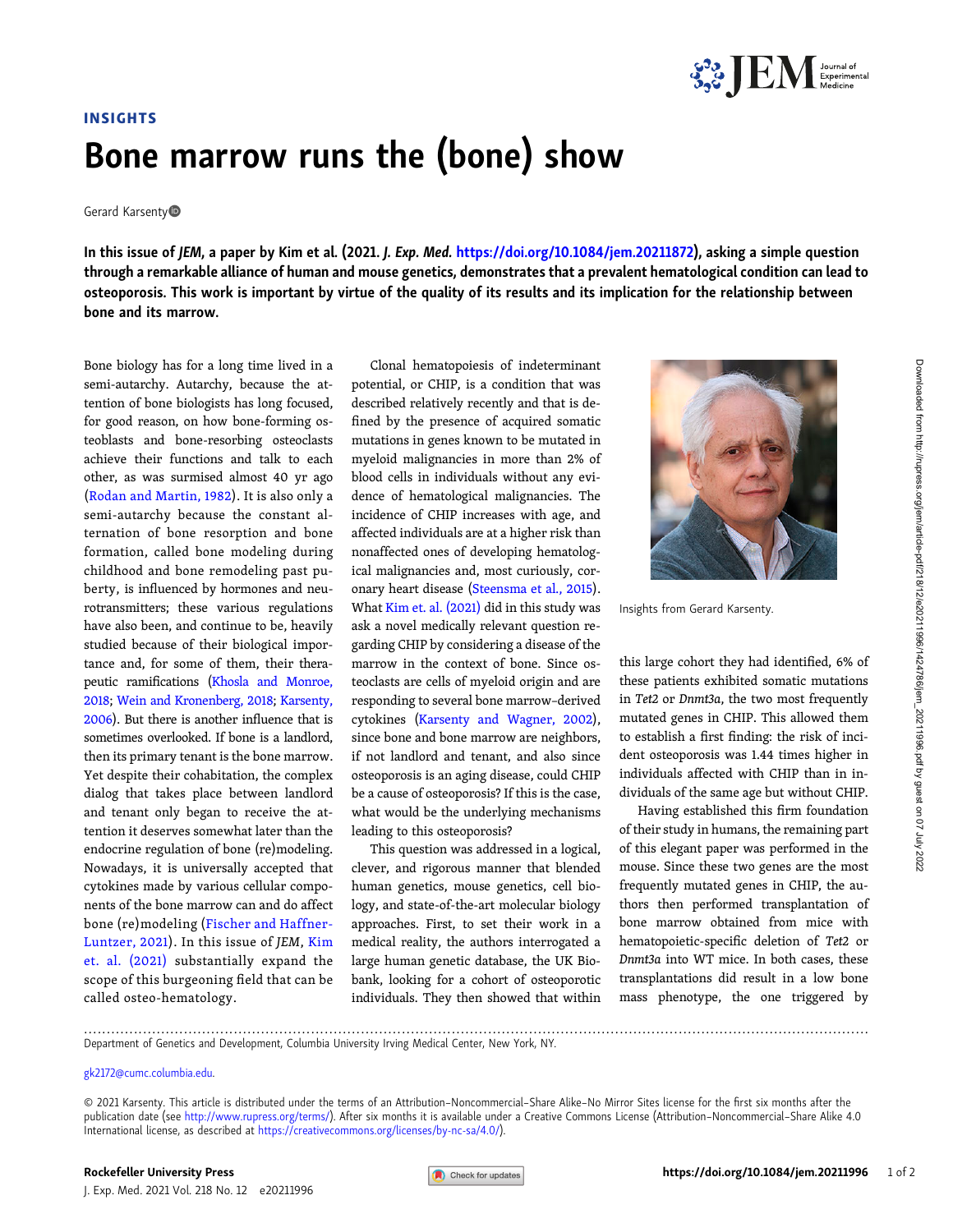**INSIGHTS**

# Bone marrow runs the (bone) show

Gerard Karsenty

**In this issue of *JEM*, a paper by Kim et al. (2021. *J. Exp. Med.* https://doi.org/10.1084/jem.20211872), asking a simple question through a remarkable alliance of human and mouse genetics, demonstrates that a prevalent hematological condition can lead to osteoporosis. This work is important by virtue of the quality of its results and its implication for the relationship between bone and its marrow.**

Bone biology has for a long time lived in a semi-autarchy. Autarchy, because the attention of bone biologists has long focused, for good reason, on how bone-forming osteoblasts and bone-resorbing osteoclasts achieve their functions and talk to each other, as was surmised almost 40 yr ago (Rodan and Martin, 1982). It is also only a semi-autarchy because the constant alternation of bone resorption and bone formation, called bone modeling during childhood and bone remodeling past puberty, is influenced by hormones and neurotransmitters; these various regulations have also been, and continue to be, heavily studied because of their biological importance and, for some of them, their therapeutic ramifications (Khosla and Monroe, 2018; Wein and Kronenberg, 2018; Karsenty, 2006). But there is another influence that is sometimes overlooked. If bone is a landlord, then its primary tenant is the bone marrow. Yet despite their cohabitation, the complex dialog that takes place between landlord and tenant only began to receive the attention it deserves somewhat later than the endocrine regulation of bone (re)modeling. Nowadays, it is universally accepted that cytokines made by various cellular components of the bone marrow can and do affect bone (re)modeling (Fischer and Haffner-Luntzer, 2021). In this issue of *JEM*, Kim et. al. (2021) substantially expand the scope of this burgeoning field that can be called osteo-hematology.

Clonal hematopoiesis of indeterminant potential, or CHIP, is a condition that was described relatively recently and that is defined by the presence of acquired somatic mutations in genes known to be mutated in myeloid malignancies in more than 2% of blood cells in individuals without any evidence of hematological malignancies. The incidence of CHIP increases with age, and affected individuals are at a higher risk than nonaffected ones of developing hematological malignancies and, most curiously, coronary heart disease (Steensma et al., 2015). What Kim et. al. (2021) did in this study was ask a novel medically relevant question regarding CHIP by considering a disease of the marrow in the context of bone. Since osteoclasts are cells of myeloid origin and are responding to several bone marrow–derived cytokines (Karsenty and Wagner, 2002), since bone and bone marrow are neighbors, if not landlord and tenant, and also since osteoporosis is an aging disease, could CHIP be a cause of osteoporosis? If this is the case, what would be the underlying mechanisms leading to this osteoporosis?

This question was addressed in a logical, clever, and rigorous manner that blended human genetics, mouse genetics, cell biology, and state-of-the-art molecular biology approaches. First, to set their work in a medical reality, the authors interrogated a large human genetic database, the UK Biobank, looking for a cohort of osteoporotic individuals. They then showed that within this large cohort they had identified, 6% of these patients exhibited somatic mutations in *Tet2* or *Dnmt3a*, the two most frequently mutated genes in CHIP. This allowed them to establish a first finding: the risk of incident osteoporosis was 1.44 times higher in individuals affected with CHIP than in individuals of the same age but without CHIP.

Having established this firm foundation of their study in humans, the remaining part of this elegant paper was performed in the mouse. Since these two genes are the most frequently mutated genes in CHIP, the authors then performed transplantation of bone marrow obtained from mice with hematopoietic-specific deletion of *Tet2* or *Dnmt3a* into WT mice. In both cases, these transplantations did result in a low bone mass phenotype, the one triggered by

Insights from Gerard Karsenty.

Department of Genetics and Development, Columbia University Irving Medical Center, New York, NY.

gk2172@cumc.columbia.edu.

© 2021 Karsenty. This article is distributed under the terms of an Attribution–Noncommercial–Share Alike–No Mirror Sites license for the first six months after the publication date (see http://www.rupress.org/terms/). After six months it is available under a Creative Commons License (Attribution–Noncommercial–Share Alike 4.0 International license, as described at https://creativecommons.org/licenses/by-nc-sa/4.0/).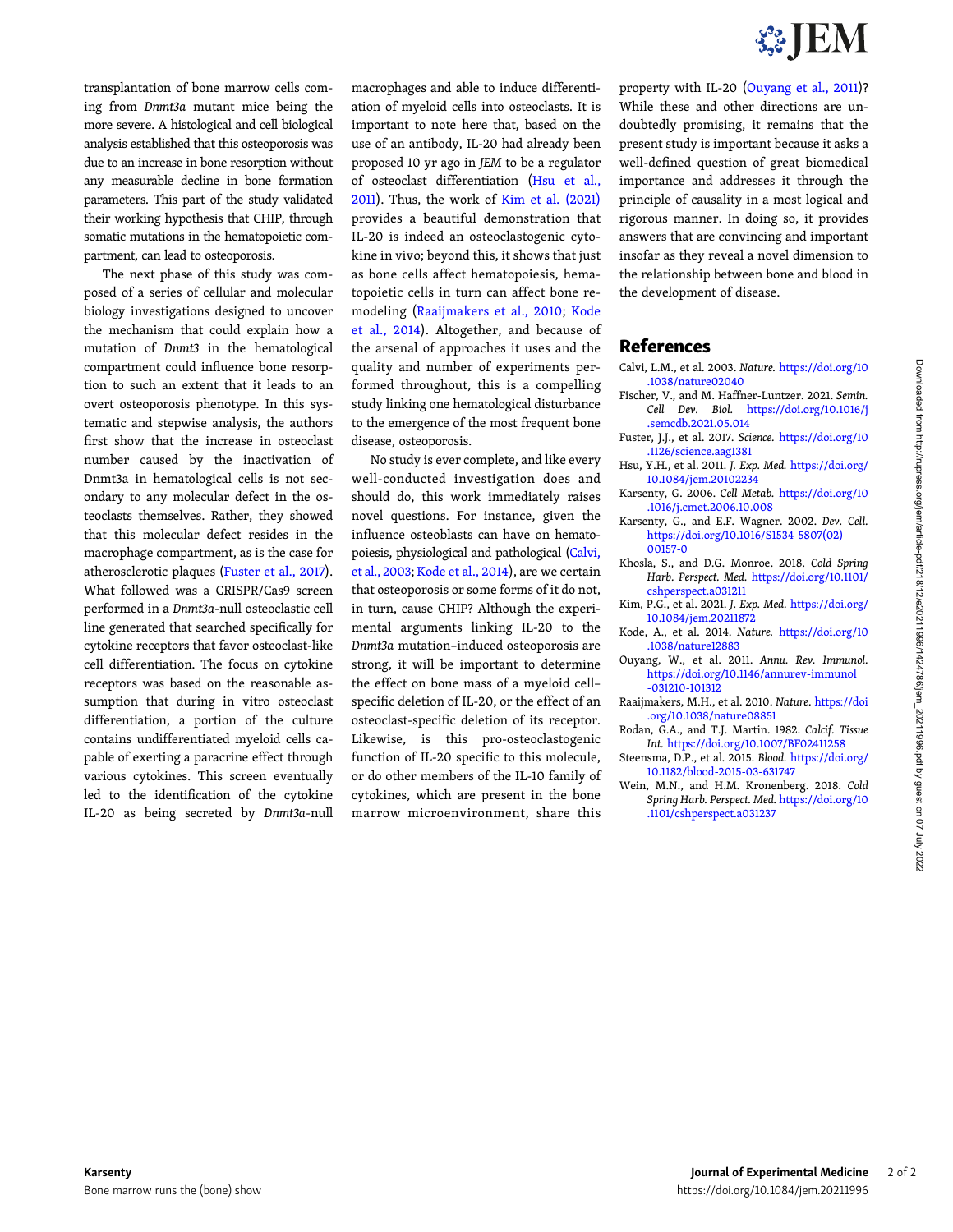transplantation of bone marrow cells coming from *Dnmt3a* mutant mice being the more severe. A histological and cell biological analysis established that this osteoporosis was due to an increase in bone resorption without any measurable decline in bone formation parameters. This part of the study validated their working hypothesis that CHIP, through somatic mutations in the hematopoietic compartment, can lead to osteoporosis.

The next phase of this study was composed of a series of cellular and molecular biology investigations designed to uncover the mechanism that could explain how a mutation of *Dnmt3* in the hematological compartment could influence bone resorption to such an extent that it leads to an overt osteoporosis phenotype. In this systematic and stepwise analysis, the authors first show that the increase in osteoclast number caused by the inactivation of Dnmt3a in hematological cells is not secondary to any molecular defect in the osteoclasts themselves. Rather, they showed that this molecular defect resides in the macrophage compartment, as is the case for atherosclerotic plaques (Fuster et al., 2017). What followed was a CRISPR/Cas9 screen performed in a *Dnmt3a*-null osteoclastic cell line generated that searched specifically for cytokine receptors that favor osteoclast-like cell differentiation. The focus on cytokine receptors was based on the reasonable assumption that during in vitro osteoclast differentiation, a portion of the culture contains undifferentiated myeloid cells capable of exerting a paracrine effect through various cytokines. This screen eventually led to the identification of the cytokine IL-20 as being secreted by *Dnmt3a*-null macrophages and able to induce differentiation of myeloid cells into osteoclasts. It is important to note here that, based on the use of an antibody, IL-20 had already been proposed 10 yr ago in *JEM* to be a regulator of osteoclast differentiation (Hsu et al., 2011). Thus, the work of Kim et al. (2021) provides a beautiful demonstration that IL-20 is indeed an osteoclastogenic cytokine in vivo; beyond this, it shows that just as bone cells affect hematopoiesis, hematopoietic cells in turn can affect bone remodeling (Raaijmakers et al., 2010; Kode et al., 2014). Altogether, and because of the arsenal of approaches it uses and the quality and number of experiments performed throughout, this is a compelling study linking one hematological disturbance to the emergence of the most frequent bone disease, osteoporosis.

No study is ever complete, and like every well-conducted investigation does and should do, this work immediately raises novel questions. For instance, given the influence osteoblasts can have on hematopoiesis, physiological and pathological (Calvi, et al., 2003; Kode et al., 2014), are we certain that osteoporosis or some forms of it do not, in turn, cause CHIP? Although the experimental arguments linking IL-20 to the *Dnmt3a* mutation–induced osteoporosis are strong, it will be important to determine the effect on bone mass of a myeloid cell–specific deletion of IL-20, or the effect of an osteoclast-specific deletion of its receptor. Likewise, is this pro-osteoclastogenic function of IL-20 specific to this molecule, or do other members of the IL-10 family of cytokines, which are present in the bone marrow microenvironment, share this property with IL-20 (Ouyang et al., 2011)? While these and other directions are undoubtedly promising, it remains that the present study is important because it asks a well-defined question of great biomedical importance and addresses it through the principle of causality in a most logical and rigorous manner. In doing so, it provides answers that are convincing and important insofar as they reveal a novel dimension to the relationship between bone and blood in the development of disease.

## References

Calvi, L.M., et al. 2003. *Nature*. https://doi.org/10.1038/nature02040

Fischer, V., and M. Haffner-Luntzer. 2021. *Semin. Cell Dev. Biol.* https://doi.org/10.1016/j.semcdb.2021.05.014

Fuster, J.J., et al. 2017. *Science*. https://doi.org/10.1126/science.aag1381

Hsu, Y.H., et al. 2011. *J. Exp. Med.* https://doi.org/10.1084/jem.20102234

Karsenty, G. 2006. *Cell Metab.* https://doi.org/10.1016/j.cmet.2006.10.008

Karsenty, G., and E.F. Wagner. 2002. *Dev. Cell.* https://doi.org/10.1016/S1534-5807(02)00157-0

Khosla, S., and D.G. Monroe. 2018. *Cold Spring Harb. Perspect. Med.* https://doi.org/10.1101/cshperspect.a031211

Kim, P.G., et al. 2021. *J. Exp. Med.* https://doi.org/10.1084/jem.20211872

Kode, A., et al. 2014. *Nature*. https://doi.org/10.1038/nature12883

Ouyang, W., et al. 2011. *Annu. Rev. Immunol.* https://doi.org/10.1146/annurev-immunol-031210-101312

Raaijmakers, M.H., et al. 2010. *Nature*. https://doi.org/10.1038/nature08851

Rodan, G.A., and T.J. Martin. 1982. *Calcif. Tissue Int.* https://doi.org/10.1007/BF02411258

Steensma, D.P., et al. 2015. *Blood*. https://doi.org/10.1182/blood-2015-03-631747

Wein, M.N., and H.M. Kronenberg. 2018. *Cold Spring Harb. Perspect. Med.* https://doi.org/10.1101/cshperspect.a031237